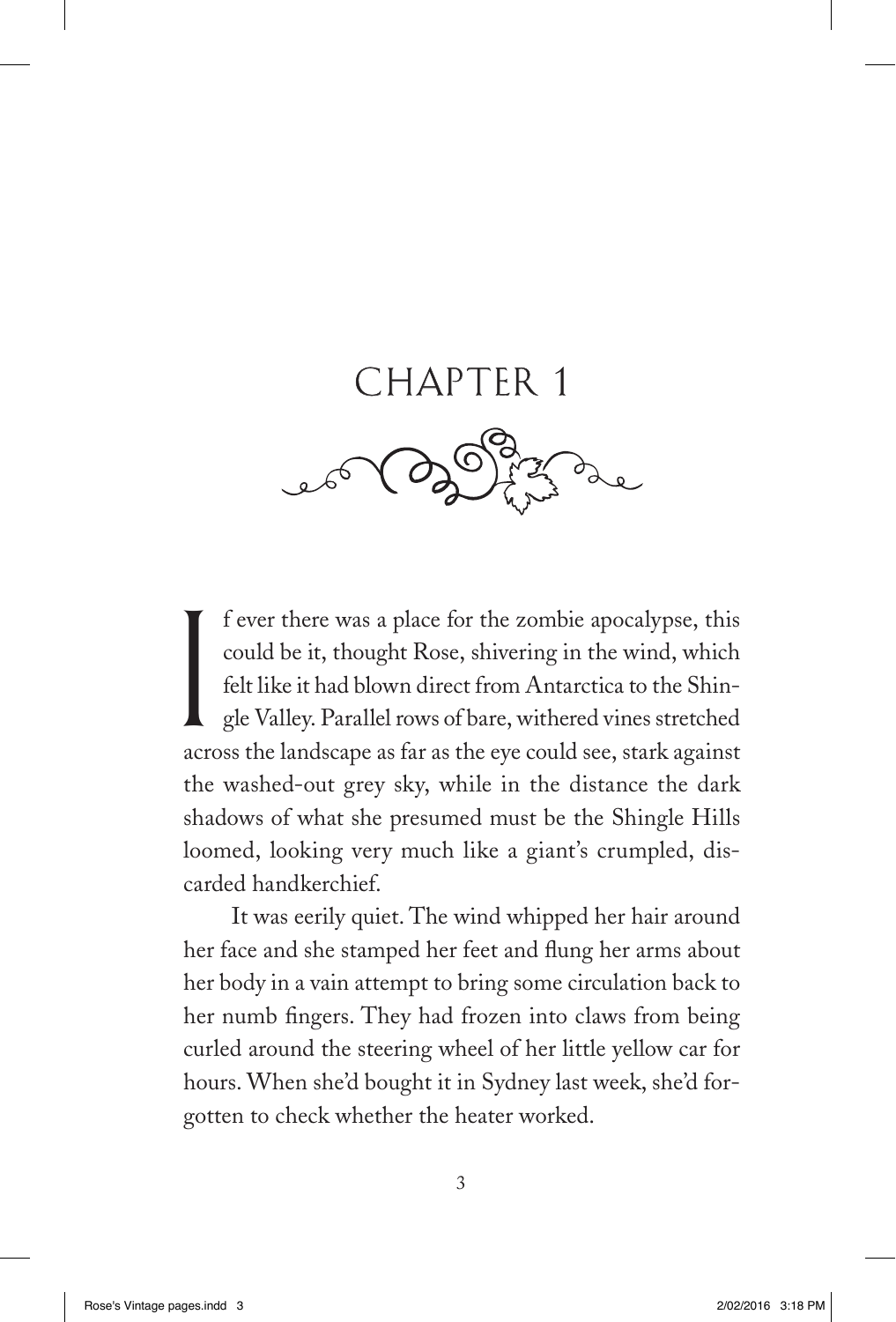# CHAPTER 1

If ever there was a place for the zombie apocalypse, this could be it, thought Rose, shivering in the wind, which felt like it had blown direct from Antarctica to the Shingle Valley. Parallel rows of bare, withered vines stretched across the landscape as far as the eye could see, stark against the washed-out grey sky, while in the distance the dark shadows of what she presumed must be the Shingle Hills loomed, looking very much like a giant's crumpled, discarded handkerchief.

It was eerily quiet. The wind whipped her hair around her face and she stamped her feet and flung her arms about her body in a vain attempt to bring some circulation back to her numb fingers. They had frozen into claws from being curled around the steering wheel of her little yellow car for hours. When she'd bought it in Sydney last week, she'd forgotten to check whether the heater worked.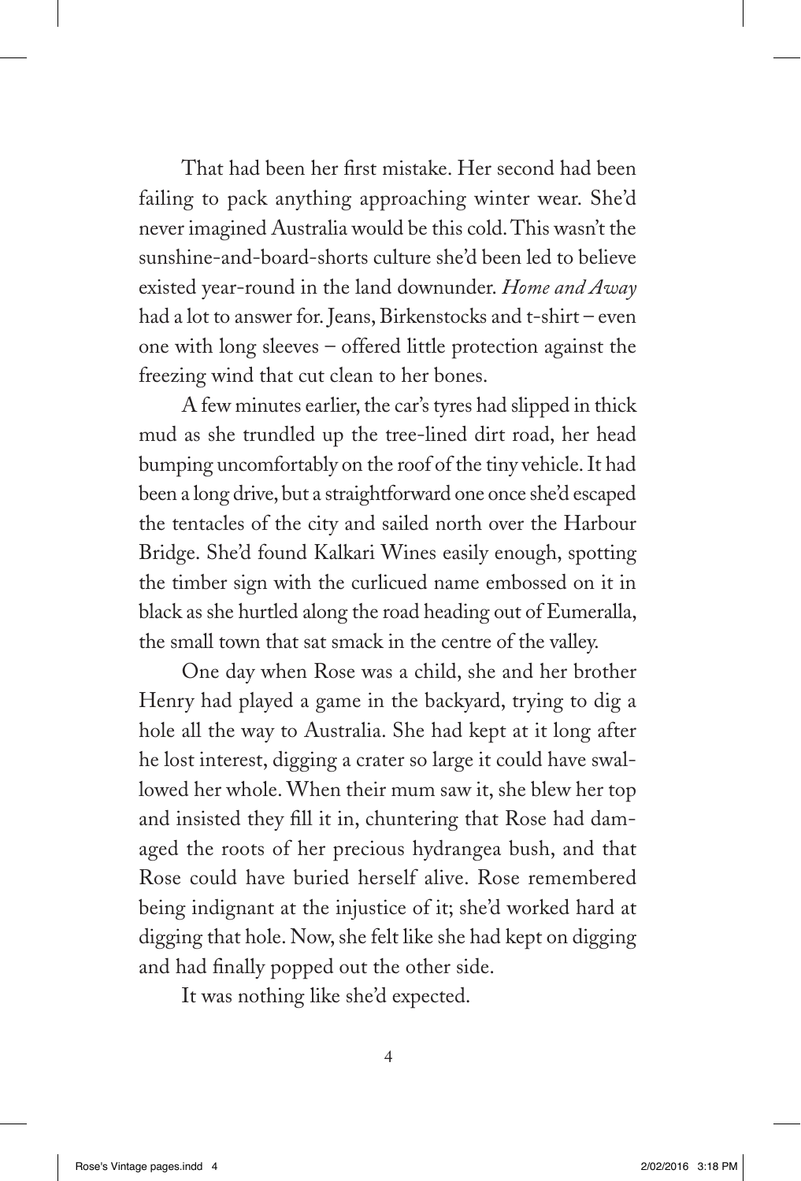That had been her first mistake. Her second had been failing to pack anything approaching winter wear. She'd never imagined Australia would be this cold. This wasn't the sunshine-and-board-shorts culture she'd been led to believe existed year-round in the land downunder. *Home and Away* had a lot to answer for. Jeans, Birkenstocks and t-shirt – even one with long sleeves – offered little protection against the freezing wind that cut clean to her bones.

A few minutes earlier, the car's tyres had slipped in thick mud as she trundled up the tree-lined dirt road, her head bumping uncomfortably on the roof of the tiny vehicle. It had been a long drive, but a straightforward one once she'd escaped the tentacles of the city and sailed north over the Harbour Bridge. She'd found Kalkari Wines easily enough, spotting the timber sign with the curlicued name embossed on it in black as she hurtled along the road heading out of Eumeralla, the small town that sat smack in the centre of the valley.

One day when Rose was a child, she and her brother Henry had played a game in the backyard, trying to dig a hole all the way to Australia. She had kept at it long after he lost interest, digging a crater so large it could have swallowed her whole. When their mum saw it, she blew her top and insisted they fill it in, chuntering that Rose had damaged the roots of her precious hydrangea bush, and that Rose could have buried herself alive. Rose remembered being indignant at the injustice of it; she'd worked hard at digging that hole. Now, she felt like she had kept on digging and had finally popped out the other side.

It was nothing like she'd expected.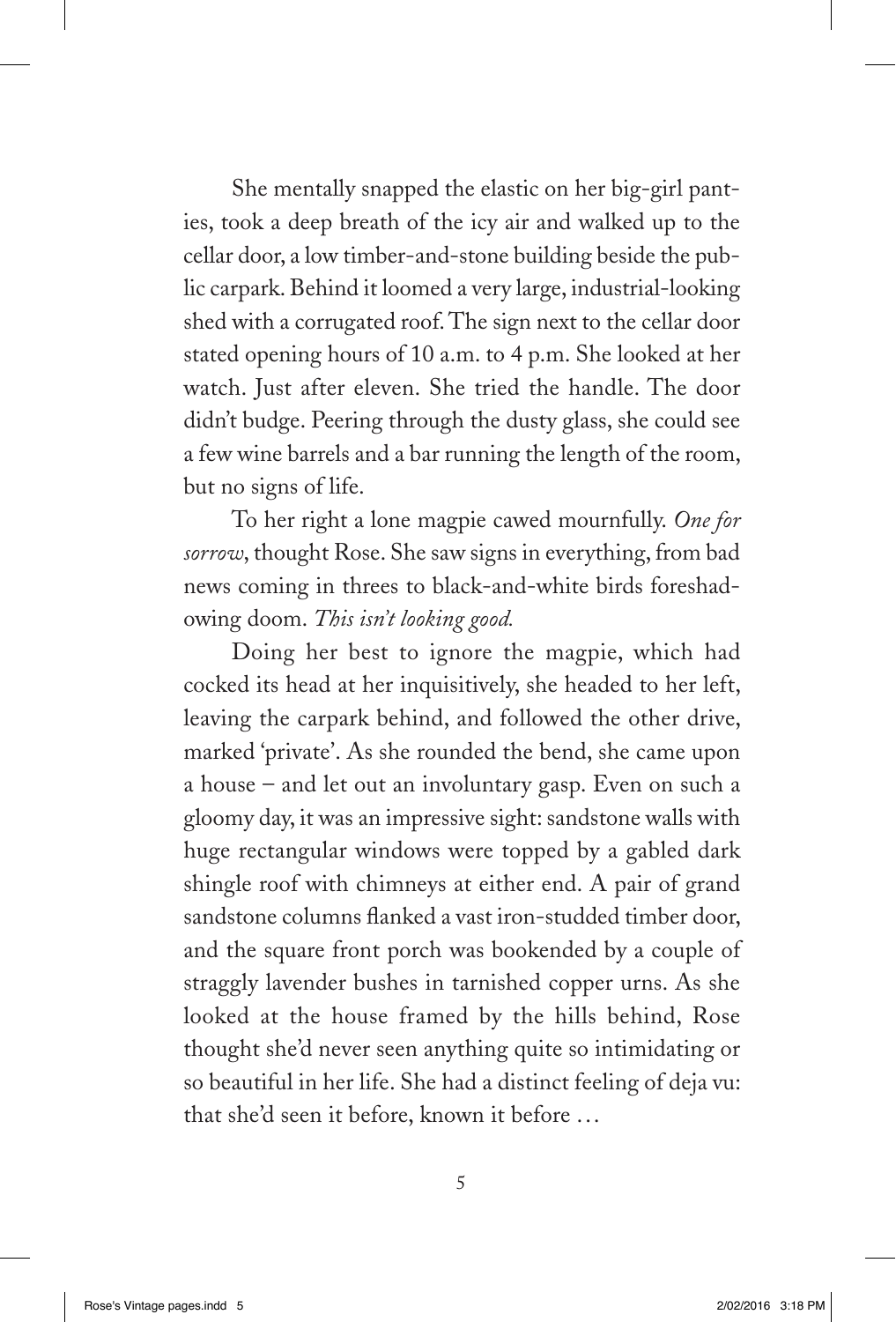She mentally snapped the elastic on her big-girl panties, took a deep breath of the icy air and walked up to the cellar door, a low timber-and-stone building beside the public carpark. Behind it loomed a very large, industrial-looking shed with a corrugated roof. The sign next to the cellar door stated opening hours of 10 a.m. to 4 p.m. She looked at her watch. Just after eleven. She tried the handle. The door didn't budge. Peering through the dusty glass, she could see a few wine barrels and a bar running the length of the room, but no signs of life.

To her right a lone magpie cawed mournfully. *One for sorrow*, thought Rose. She saw signs in everything, from bad news coming in threes to black-and-white birds foreshadowing doom. *This isn't looking good.*

Doing her best to ignore the magpie, which had cocked its head at her inquisitively, she headed to her left, leaving the carpark behind, and followed the other drive, marked 'private'. As she rounded the bend, she came upon a house – and let out an involuntary gasp. Even on such a gloomy day, it was an impressive sight: sandstone walls with huge rectangular windows were topped by a gabled dark shingle roof with chimneys at either end. A pair of grand sandstone columns flanked a vast iron-studded timber door, and the square front porch was bookended by a couple of straggly lavender bushes in tarnished copper urns. As she looked at the house framed by the hills behind, Rose thought she'd never seen anything quite so intimidating or so beautiful in her life. She had a distinct feeling of deja vu: that she'd seen it before, known it before …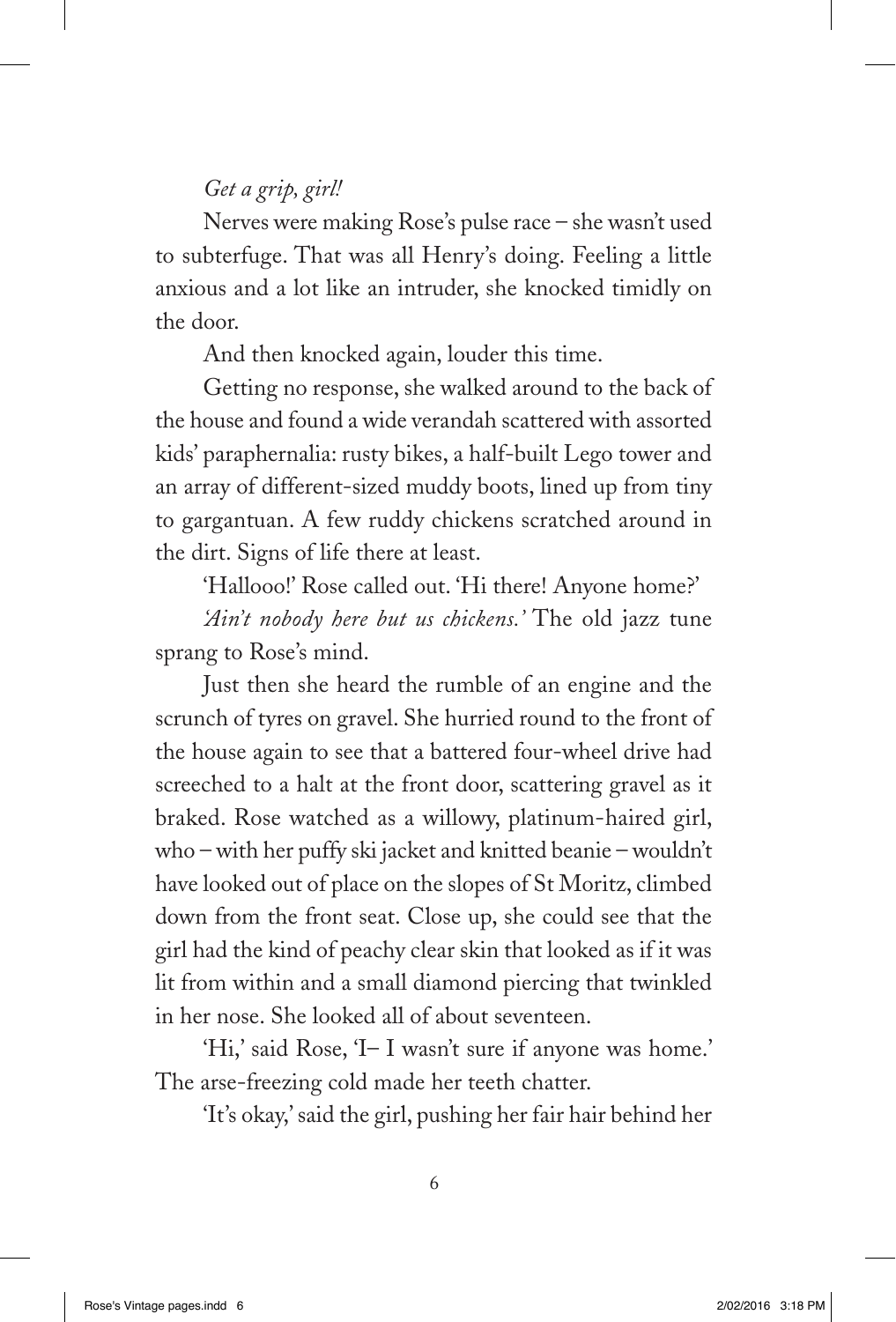*Get a grip, girl!*

Nerves were making Rose's pulse race – she wasn't used to subterfuge. That was all Henry's doing. Feeling a little anxious and a lot like an intruder, she knocked timidly on the door.

And then knocked again, louder this time.

Getting no response, she walked around to the back of the house and found a wide verandah scattered with assorted kids' paraphernalia: rusty bikes, a half-built Lego tower and an array of different-sized muddy boots, lined up from tiny to gargantuan. A few ruddy chickens scratched around in the dirt. Signs of life there at least.

'Hallooo!' Rose called out. 'Hi there! Anyone home?'

*'Ain't nobody here but us chickens.'* The old jazz tune sprang to Rose's mind.

Just then she heard the rumble of an engine and the scrunch of tyres on gravel. She hurried round to the front of the house again to see that a battered four-wheel drive had screeched to a halt at the front door, scattering gravel as it braked. Rose watched as a willowy, platinum-haired girl, who – with her puffy ski jacket and knitted beanie – wouldn't have looked out of place on the slopes of St Moritz, climbed down from the front seat. Close up, she could see that the girl had the kind of peachy clear skin that looked as if it was lit from within and a small diamond piercing that twinkled in her nose. She looked all of about seventeen.

'Hi,' said Rose, 'I– I wasn't sure if anyone was home.' The arse-freezing cold made her teeth chatter.

'It's okay,' said the girl, pushing her fair hair behind her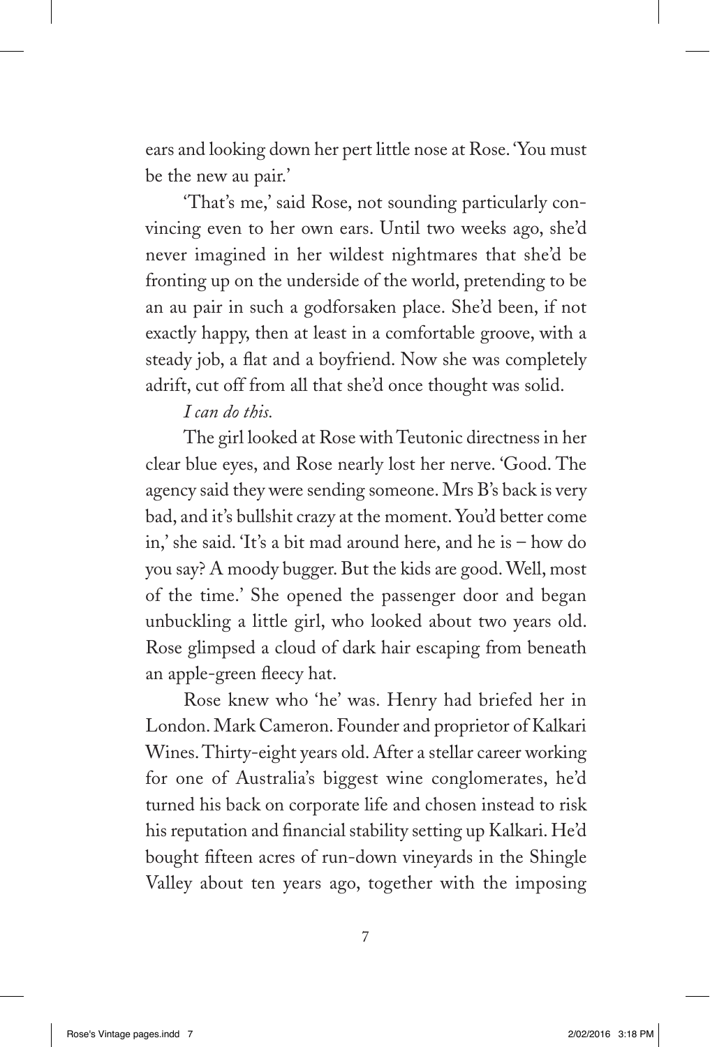ears and looking down her pert little nose at Rose. 'You must be the new au pair.'

'That's me,' said Rose, not sounding particularly convincing even to her own ears. Until two weeks ago, she'd never imagined in her wildest nightmares that she'd be fronting up on the underside of the world, pretending to be an au pair in such a godforsaken place. She'd been, if not exactly happy, then at least in a comfortable groove, with a steady job, a flat and a boyfriend. Now she was completely adrift, cut off from all that she'd once thought was solid.

*I can do this.*

The girl looked at Rose with Teutonic directness in her clear blue eyes, and Rose nearly lost her nerve. 'Good. The agency said they were sending someone. Mrs B's back is very bad, and it's bullshit crazy at the moment. You'd better come in,' she said. 'It's a bit mad around here, and he is – how do you say? A moody bugger. But the kids are good. Well, most of the time.' She opened the passenger door and began unbuckling a little girl, who looked about two years old. Rose glimpsed a cloud of dark hair escaping from beneath an apple-green fleecy hat.

Rose knew who 'he' was. Henry had briefed her in London. Mark Cameron. Founder and proprietor of Kalkari Wines. Thirty-eight years old. After a stellar career working for one of Australia's biggest wine conglomerates, he'd turned his back on corporate life and chosen instead to risk his reputation and financial stability setting up Kalkari. He'd bought fifteen acres of run-down vineyards in the Shingle Valley about ten years ago, together with the imposing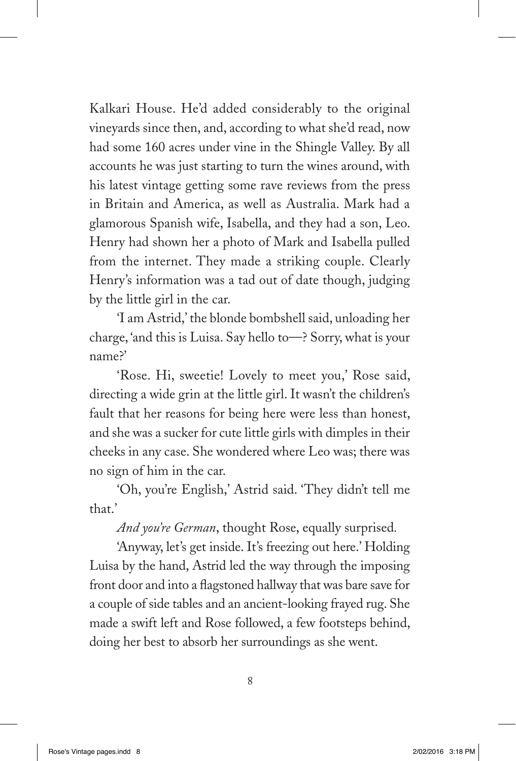Kalkari House. He'd added considerably to the original vineyards since then, and, according to what she'd read, now had some 160 acres under vine in the Shingle Valley. By all accounts he was just starting to turn the wines around, with his latest vintage getting some rave reviews from the press in Britain and America, as well as Australia. Mark had a glamorous Spanish wife, Isabella, and they had a son, Leo. Henry had shown her a photo of Mark and Isabella pulled from the internet. They made a striking couple. Clearly Henry's information was a tad out of date though, judging by the little girl in the car.

'I am Astrid,' the blonde bombshell said, unloading her charge, 'and this is Luisa. Say hello to—? Sorry, what is your name?'

'Rose. Hi, sweetie! Lovely to meet you,' Rose said, directing a wide grin at the little girl. It wasn't the children's fault that her reasons for being here were less than honest, and she was a sucker for cute little girls with dimples in their cheeks in any case. She wondered where Leo was; there was no sign of him in the car.

'Oh, you're English,' Astrid said. 'They didn't tell me that.'

*And you're German*, thought Rose, equally surprised.

'Anyway, let's get inside. It's freezing out here.' Holding Luisa by the hand, Astrid led the way through the imposing front door and into a flagstoned hallway that was bare save for a couple of side tables and an ancient-looking frayed rug. She made a swift left and Rose followed, a few footsteps behind, doing her best to absorb her surroundings as she went.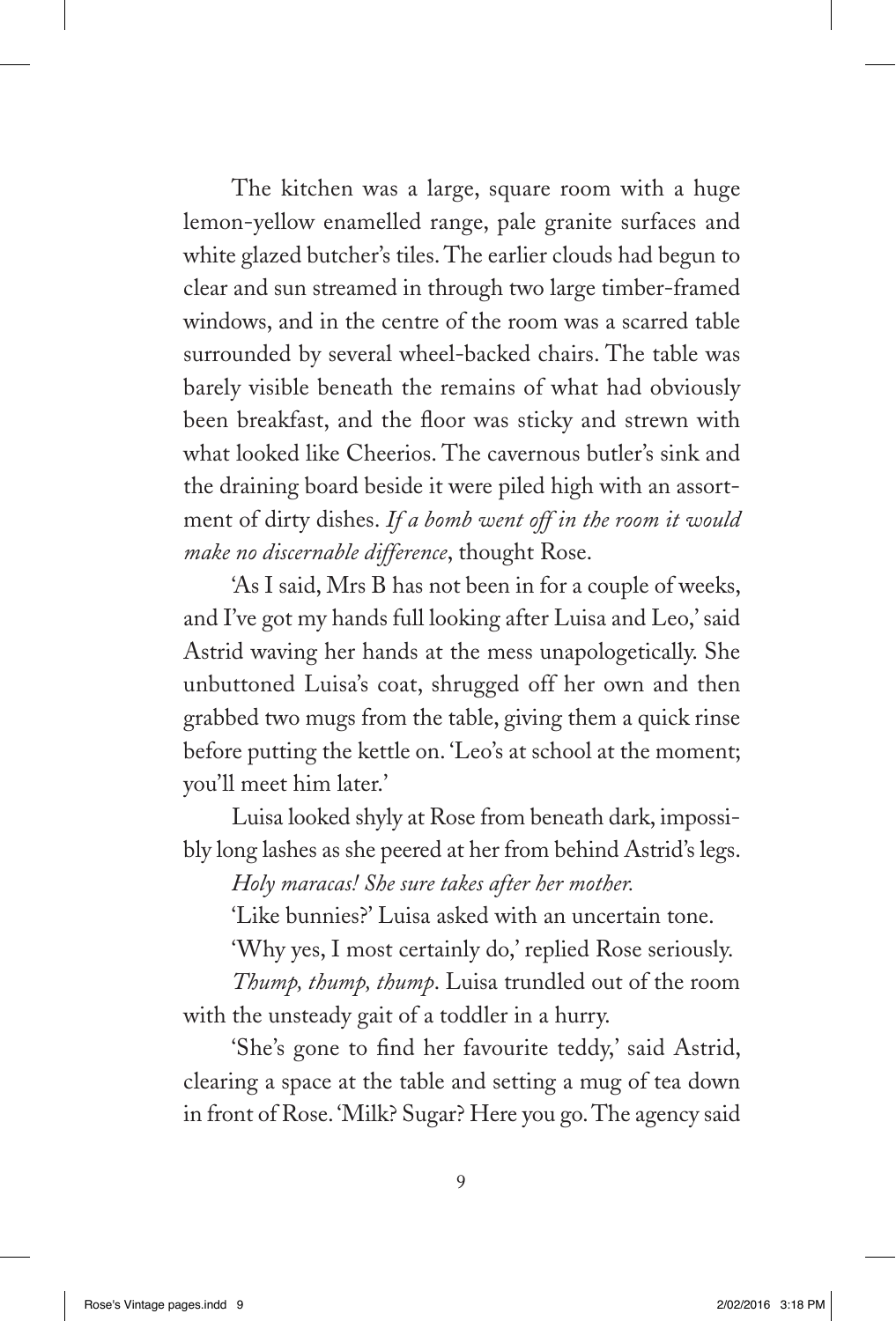The kitchen was a large, square room with a huge lemon-yellow enamelled range, pale granite surfaces and white glazed butcher's tiles. The earlier clouds had begun to clear and sun streamed in through two large timber-framed windows, and in the centre of the room was a scarred table surrounded by several wheel-backed chairs. The table was barely visible beneath the remains of what had obviously been breakfast, and the floor was sticky and strewn with what looked like Cheerios. The cavernous butler's sink and the draining board beside it were piled high with an assortment of dirty dishes. *If a bomb went off in the room it would make no discernable difference*, thought Rose.

'As I said, Mrs B has not been in for a couple of weeks, and I've got my hands full looking after Luisa and Leo,' said Astrid waving her hands at the mess unapologetically. She unbuttoned Luisa's coat, shrugged off her own and then grabbed two mugs from the table, giving them a quick rinse before putting the kettle on. 'Leo's at school at the moment; you'll meet him later.'

Luisa looked shyly at Rose from beneath dark, impossibly long lashes as she peered at her from behind Astrid's legs.

*Holy maracas! She sure takes after her mother.*

'Like bunnies?' Luisa asked with an uncertain tone.

'Why yes, I most certainly do,' replied Rose seriously.

*Thump, thump, thump*. Luisa trundled out of the room with the unsteady gait of a toddler in a hurry.

'She's gone to find her favourite teddy,' said Astrid, clearing a space at the table and setting a mug of tea down in front of Rose. 'Milk? Sugar? Here you go. The agency said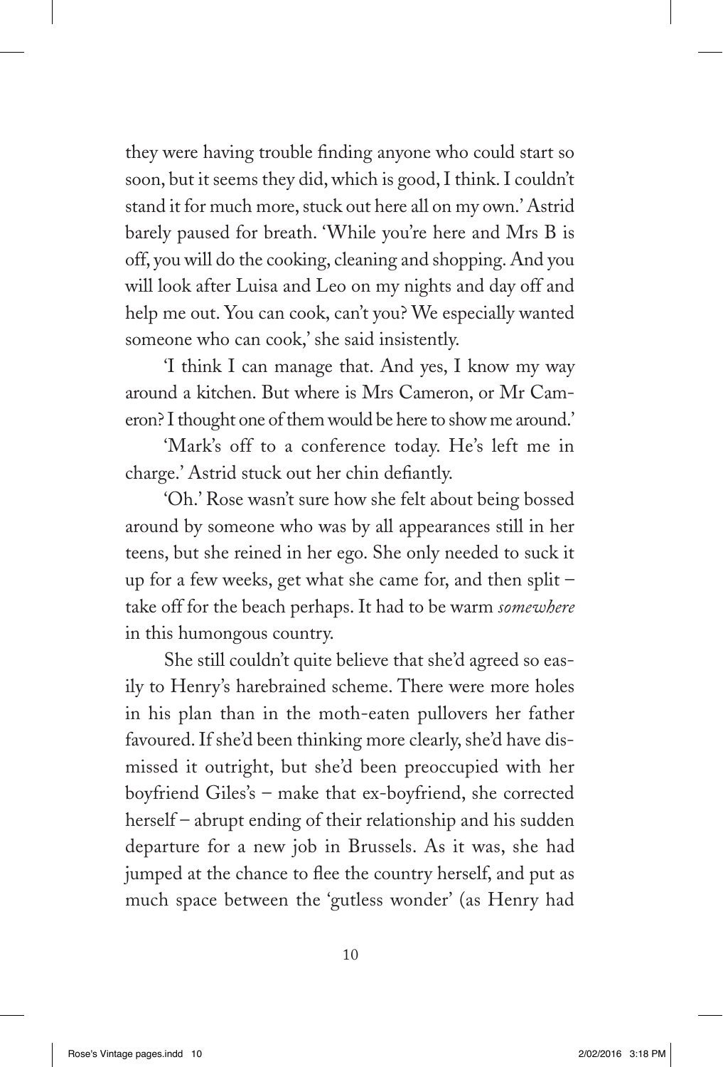they were having trouble finding anyone who could start so soon, but it seems they did, which is good, I think. I couldn't stand it for much more, stuck out here all on my own.' Astrid barely paused for breath. 'While you're here and Mrs B is off, you will do the cooking, cleaning and shopping. And you will look after Luisa and Leo on my nights and day off and help me out. You can cook, can't you? We especially wanted someone who can cook,' she said insistently.

'I think I can manage that. And yes, I know my way around a kitchen. But where is Mrs Cameron, or Mr Cameron? I thought one of them would be here to show me around.'

'Mark's off to a conference today. He's left me in charge.' Astrid stuck out her chin defiantly.

'Oh.' Rose wasn't sure how she felt about being bossed around by someone who was by all appearances still in her teens, but she reined in her ego. She only needed to suck it up for a few weeks, get what she came for, and then split – take off for the beach perhaps. It had to be warm *somewhere* in this humongous country.

She still couldn't quite believe that she'd agreed so easily to Henry's harebrained scheme. There were more holes in his plan than in the moth-eaten pullovers her father favoured. If she'd been thinking more clearly, she'd have dismissed it outright, but she'd been preoccupied with her boyfriend Giles's – make that ex-boyfriend, she corrected herself – abrupt ending of their relationship and his sudden departure for a new job in Brussels. As it was, she had jumped at the chance to flee the country herself, and put as much space between the 'gutless wonder' (as Henry had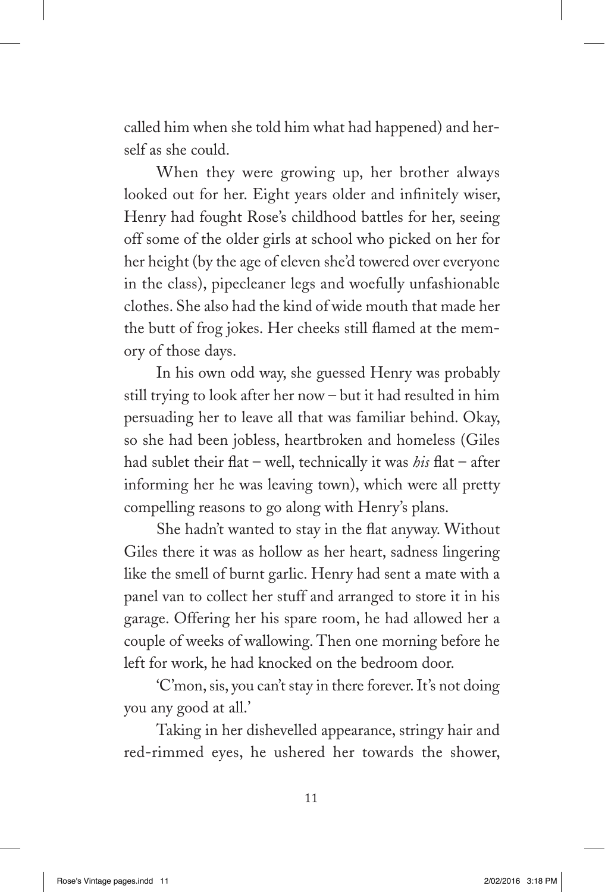called him when she told him what had happened) and herself as she could.

When they were growing up, her brother always looked out for her. Eight years older and infinitely wiser, Henry had fought Rose's childhood battles for her, seeing off some of the older girls at school who picked on her for her height (by the age of eleven she'd towered over everyone in the class), pipecleaner legs and woefully unfashionable clothes. She also had the kind of wide mouth that made her the butt of frog jokes. Her cheeks still flamed at the memory of those days.

In his own odd way, she guessed Henry was probably still trying to look after her now – but it had resulted in him persuading her to leave all that was familiar behind. Okay, so she had been jobless, heartbroken and homeless (Giles had sublet their flat – well, technically it was *his* flat – after informing her he was leaving town), which were all pretty compelling reasons to go along with Henry's plans.

She hadn't wanted to stay in the flat anyway. Without Giles there it was as hollow as her heart, sadness lingering like the smell of burnt garlic. Henry had sent a mate with a panel van to collect her stuff and arranged to store it in his garage. Offering her his spare room, he had allowed her a couple of weeks of wallowing. Then one morning before he left for work, he had knocked on the bedroom door.

'C'mon, sis, you can't stay in there forever. It's not doing you any good at all.'

Taking in her dishevelled appearance, stringy hair and red-rimmed eyes, he ushered her towards the shower,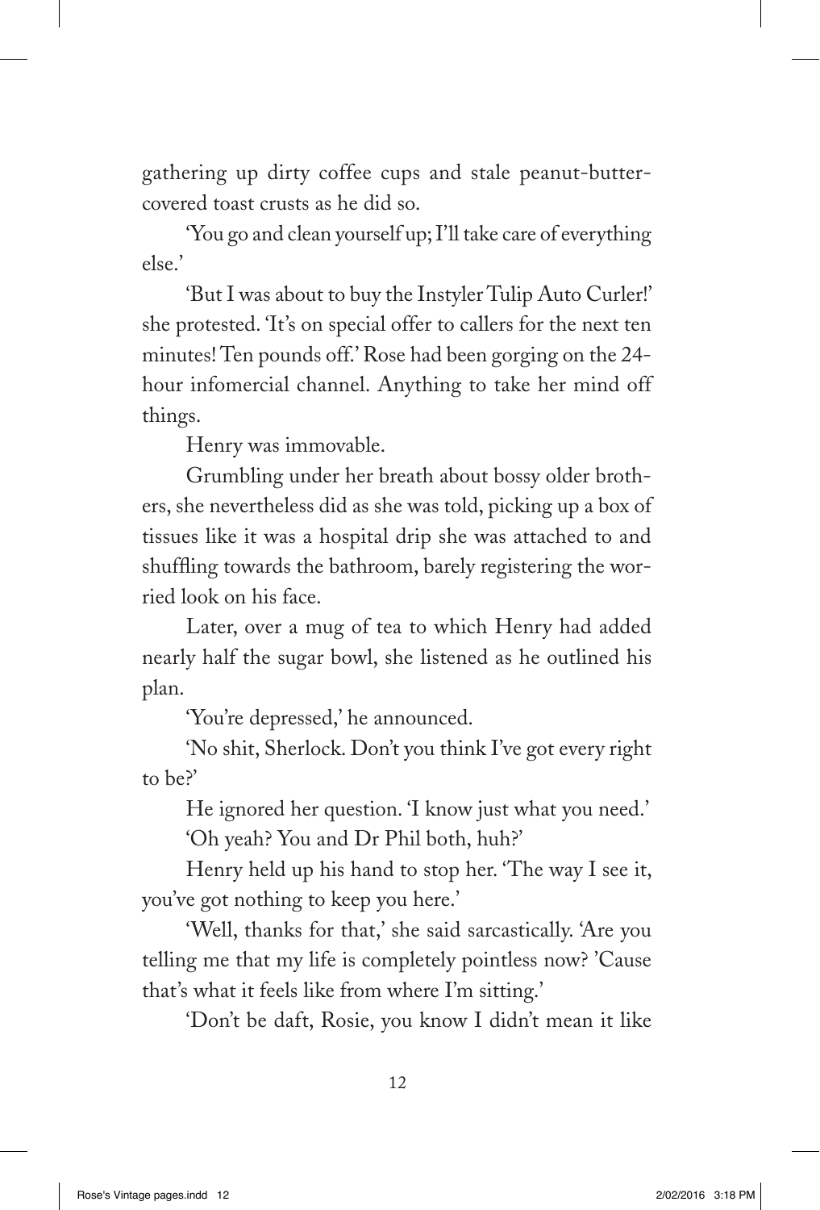gathering up dirty coffee cups and stale peanut-butter-covered toast crusts as he did so.

'You go and clean yourself up; I'll take care of everything else.'

'But I was about to buy the Instyler Tulip Auto Curler!' she protested. 'It's on special offer to callers for the next ten minutes! Ten pounds off.' Rose had been gorging on the 24-hour infomercial channel. Anything to take her mind off things.

Henry was immovable.

Grumbling under her breath about bossy older brothers, she nevertheless did as she was told, picking up a box of tissues like it was a hospital drip she was attached to and shuffling towards the bathroom, barely registering the worried look on his face.

Later, over a mug of tea to which Henry had added nearly half the sugar bowl, she listened as he outlined his plan.

'You're depressed,' he announced.

'No shit, Sherlock. Don't you think I've got every right to be?'

He ignored her question. 'I know just what you need.'

'Oh yeah? You and Dr Phil both, huh?'

Henry held up his hand to stop her. 'The way I see it, you've got nothing to keep you here.'

'Well, thanks for that,' she said sarcastically. 'Are you telling me that my life is completely pointless now? 'Cause that's what it feels like from where I'm sitting.'

'Don't be daft, Rosie, you know I didn't mean it like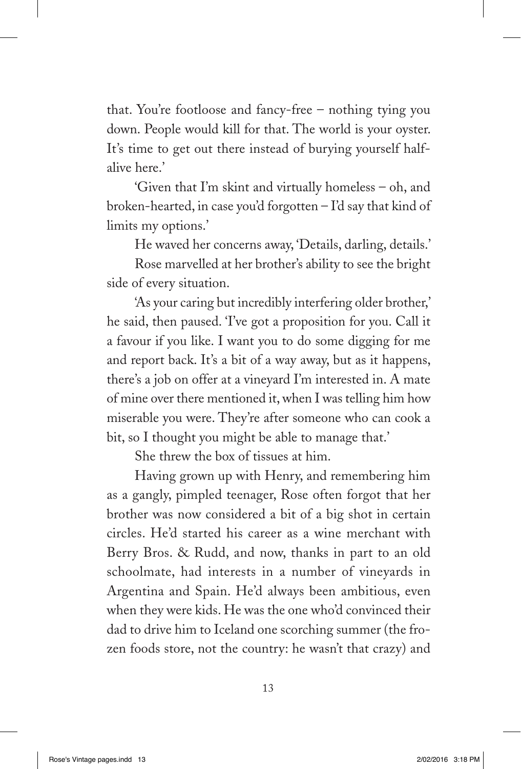that. You're footloose and fancy-free – nothing tying you down. People would kill for that. The world is your oyster. It's time to get out there instead of burying yourself half-alive here.'

'Given that I'm skint and virtually homeless – oh, and broken-hearted, in case you'd forgotten – I'd say that kind of limits my options.'

He waved her concerns away, 'Details, darling, details.'

Rose marvelled at her brother's ability to see the bright side of every situation.

'As your caring but incredibly interfering older brother,' he said, then paused. 'I've got a proposition for you. Call it a favour if you like. I want you to do some digging for me and report back. It's a bit of a way away, but as it happens, there's a job on offer at a vineyard I'm interested in. A mate of mine over there mentioned it, when I was telling him how miserable you were. They're after someone who can cook a bit, so I thought you might be able to manage that.'

She threw the box of tissues at him.

Having grown up with Henry, and remembering him as a gangly, pimpled teenager, Rose often forgot that her brother was now considered a bit of a big shot in certain circles. He'd started his career as a wine merchant with Berry Bros. & Rudd, and now, thanks in part to an old schoolmate, had interests in a number of vineyards in Argentina and Spain. He'd always been ambitious, even when they were kids. He was the one who'd convinced their dad to drive him to Iceland one scorching summer (the frozen foods store, not the country: he wasn't that crazy) and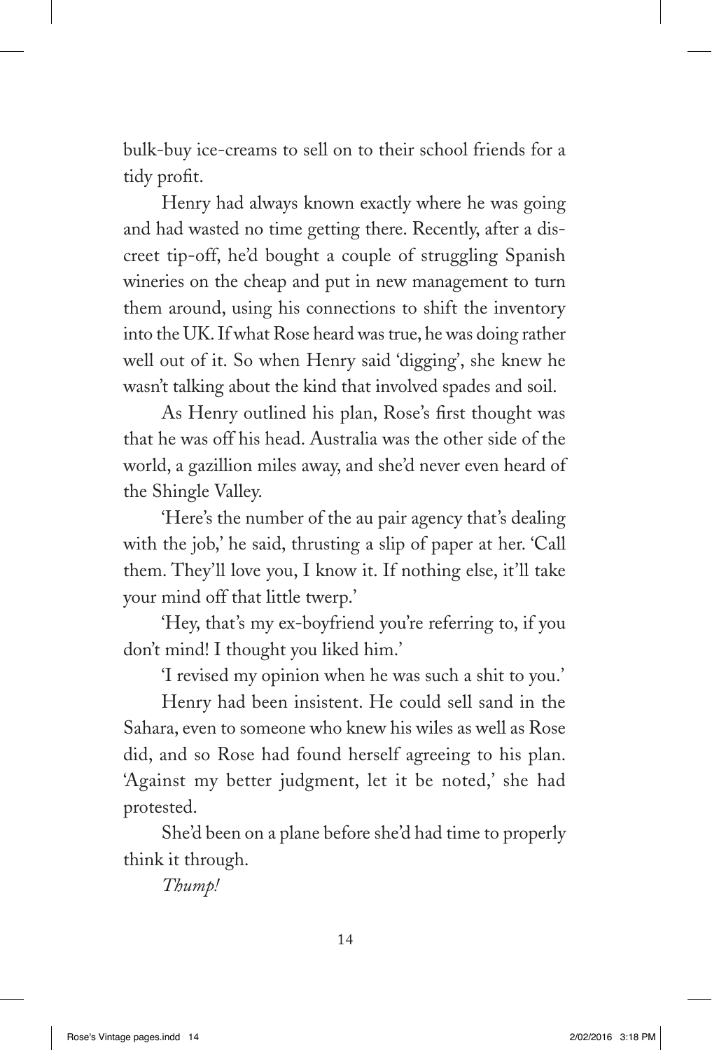bulk-buy ice-creams to sell on to their school friends for a tidy profit.

Henry had always known exactly where he was going and had wasted no time getting there. Recently, after a discreet tip-off, he'd bought a couple of struggling Spanish wineries on the cheap and put in new management to turn them around, using his connections to shift the inventory into the UK. If what Rose heard was true, he was doing rather well out of it. So when Henry said 'digging', she knew he wasn't talking about the kind that involved spades and soil.

As Henry outlined his plan, Rose's first thought was that he was off his head. Australia was the other side of the world, a gazillion miles away, and she'd never even heard of the Shingle Valley.

'Here's the number of the au pair agency that's dealing with the job,' he said, thrusting a slip of paper at her. 'Call them. They'll love you, I know it. If nothing else, it'll take your mind off that little twerp.'

'Hey, that's my ex-boyfriend you're referring to, if you don't mind! I thought you liked him.'

'I revised my opinion when he was such a shit to you.'

Henry had been insistent. He could sell sand in the Sahara, even to someone who knew his wiles as well as Rose did, and so Rose had found herself agreeing to his plan. 'Against my better judgment, let it be noted,' she had protested.

She'd been on a plane before she'd had time to properly think it through.

*Thump!*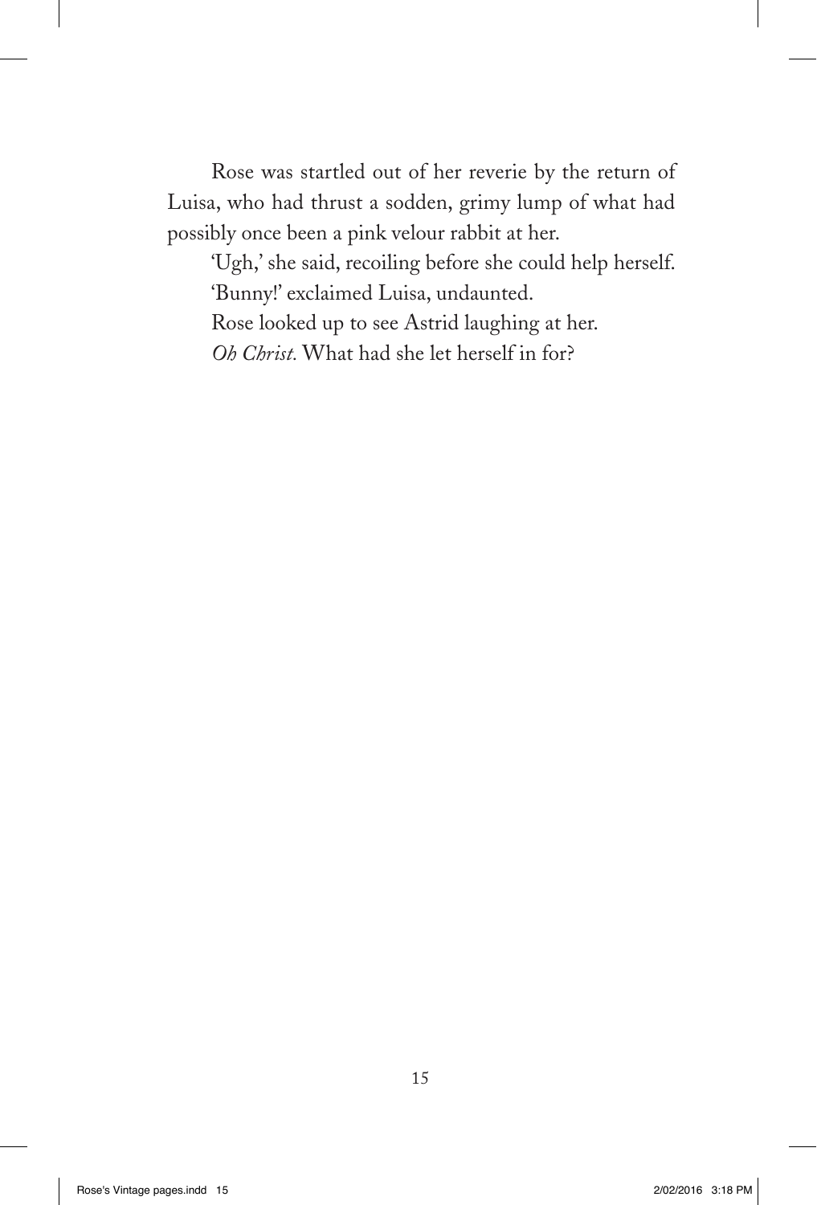Rose was startled out of her reverie by the return of Luisa, who had thrust a sodden, grimy lump of what had possibly once been a pink velour rabbit at her.

'Ugh,' she said, recoiling before she could help herself.

'Bunny!' exclaimed Luisa, undaunted.

Rose looked up to see Astrid laughing at her.

*Oh Christ*. What had she let herself in for?